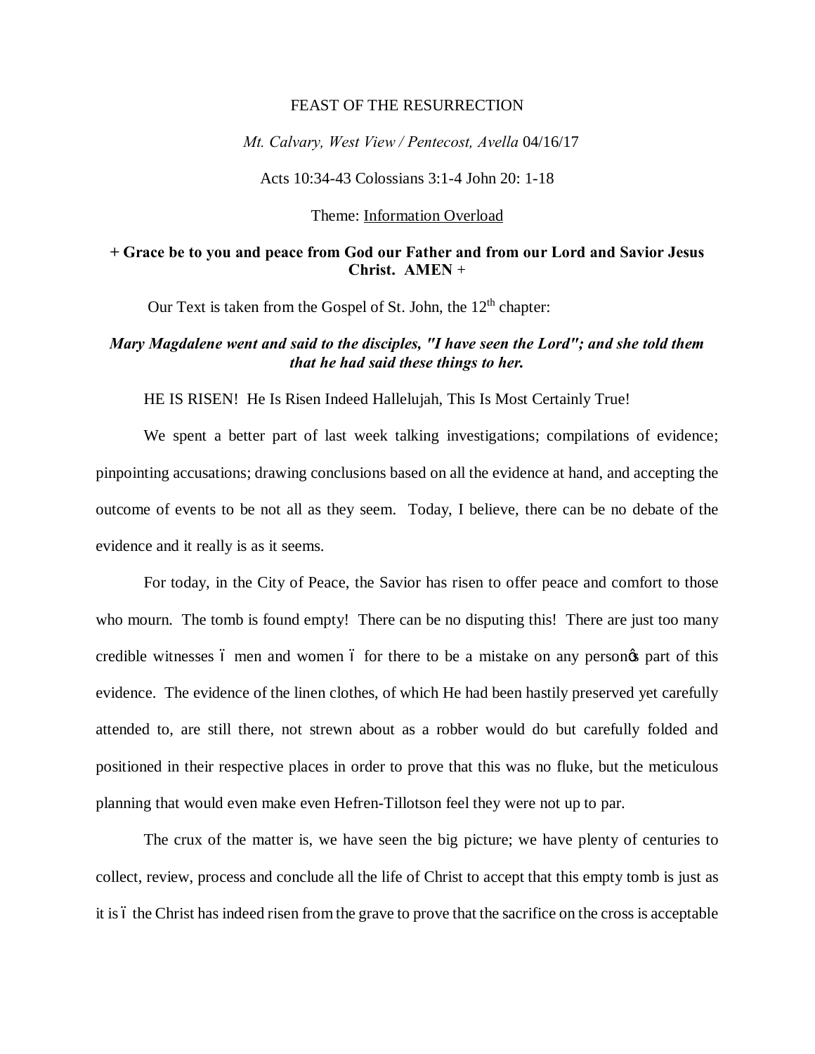FEAST OF THE RESURRECTION

*Mt. Calvary, West View / Pentecost, Avella* 04/16/17

Acts 10:34-43 Colossians 3:1-4 John 20: 1-18

Theme: Information Overload

**+ Grace be to you and peace from God our Father and from our Lord and Savior Jesus Christ. AMEN +**

Our Text is taken from the Gospel of St. John, the 12th chapter:

***Mary Magdalene went and said to the disciples, "I have seen the Lord"; and she told them that he had said these things to her.***

HE IS RISEN! He Is Risen Indeed Hallelujah, This Is Most Certainly True!

We spent a better part of last week talking investigations; compilations of evidence; pinpointing accusations; drawing conclusions based on all the evidence at hand, and accepting the outcome of events to be not all as they seem. Today, I believe, there can be no debate of the evidence and it really is as it seems.

For today, in the City of Peace, the Savior has risen to offer peace and comfort to those who mourn. The tomb is found empty! There can be no disputing this! There are just too many credible witnesses – men and women – for there to be a mistake on any person's part of this evidence. The evidence of the linen clothes, of which He had been hastily preserved yet carefully attended to, are still there, not strewn about as a robber would do but carefully folded and positioned in their respective places in order to prove that this was no fluke, but the meticulous planning that would even make even Hefren-Tillotson feel they were not up to par.

The crux of the matter is, we have seen the big picture; we have plenty of centuries to collect, review, process and conclude all the life of Christ to accept that this empty tomb is just as it is – the Christ has indeed risen from the grave to prove that the sacrifice on the cross is acceptable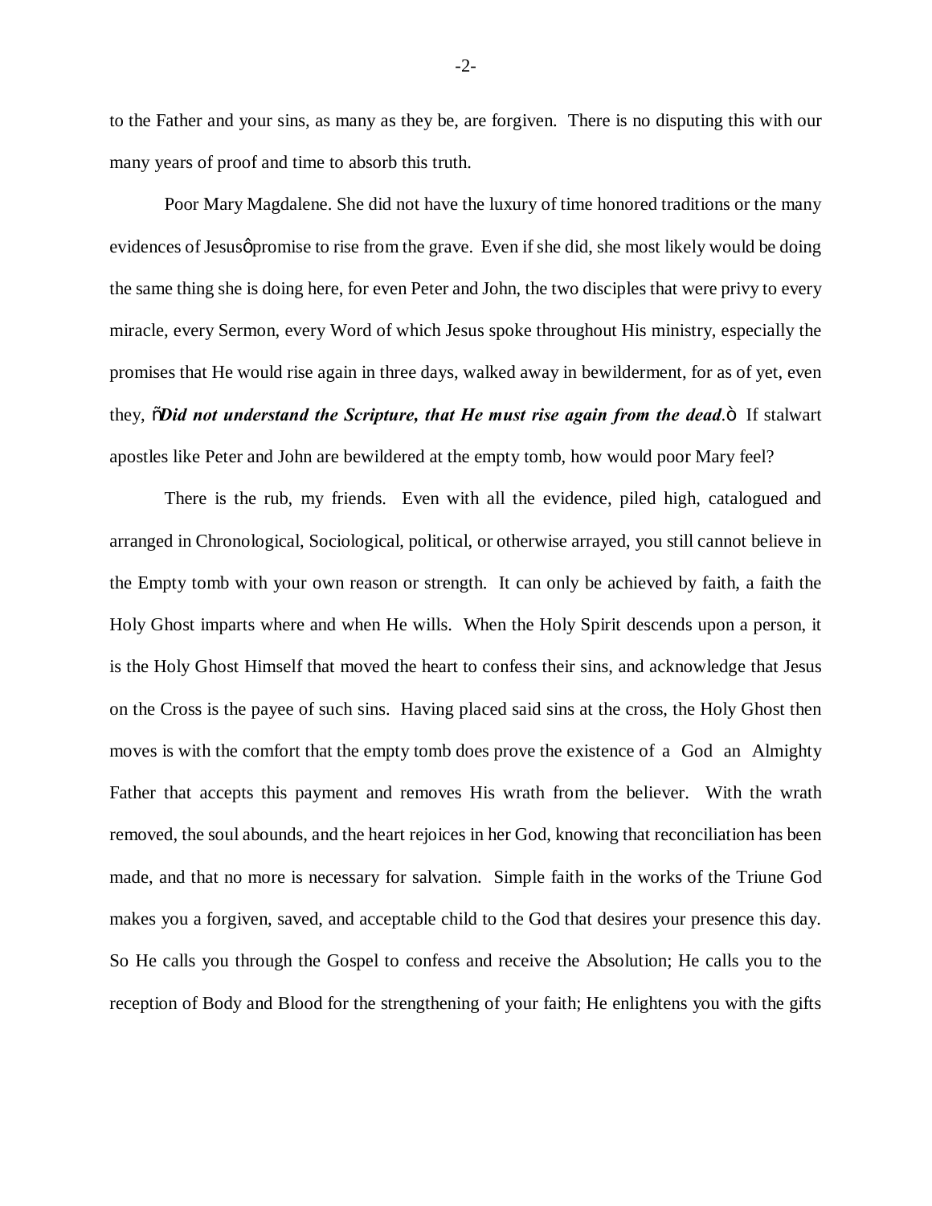to the Father and your sins, as many as they be, are forgiven. There is no disputing this with our many years of proof and time to absorb this truth.

Poor Mary Magdalene. She did not have the luxury of time honored traditions or the many evidences of Jesus' promise to rise from the grave. Even if she did, she most likely would be doing the same thing she is doing here, for even Peter and John, the two disciples that were privy to every miracle, every Sermon, every Word of which Jesus spoke throughout His ministry, especially the promises that He would rise again in three days, walked away in bewilderment, for as of yet, even they, "***Did not understand the Scripture, that He must rise again from the dead***." If stalwart apostles like Peter and John are bewildered at the empty tomb, how would poor Mary feel?

There is the rub, my friends. Even with all the evidence, piled high, catalogued and arranged in Chronological, Sociological, political, or otherwise arrayed, you still cannot believe in the Empty tomb with your own reason or strength. It can only be achieved by faith, a faith the Holy Ghost imparts where and when He wills. When the Holy Spirit descends upon a person, it is the Holy Ghost Himself that moved the heart to confess their sins, and acknowledge that Jesus on the Cross is the payee of such sins. Having placed said sins at the cross, the Holy Ghost then moves is with the comfort that the empty tomb does prove the existence of a God an Almighty Father that accepts this payment and removes His wrath from the believer. With the wrath removed, the soul abounds, and the heart rejoices in her God, knowing that reconciliation has been made, and that no more is necessary for salvation. Simple faith in the works of the Triune God makes you a forgiven, saved, and acceptable child to the God that desires your presence this day. So He calls you through the Gospel to confess and receive the Absolution; He calls you to the reception of Body and Blood for the strengthening of your faith; He enlightens you with the gifts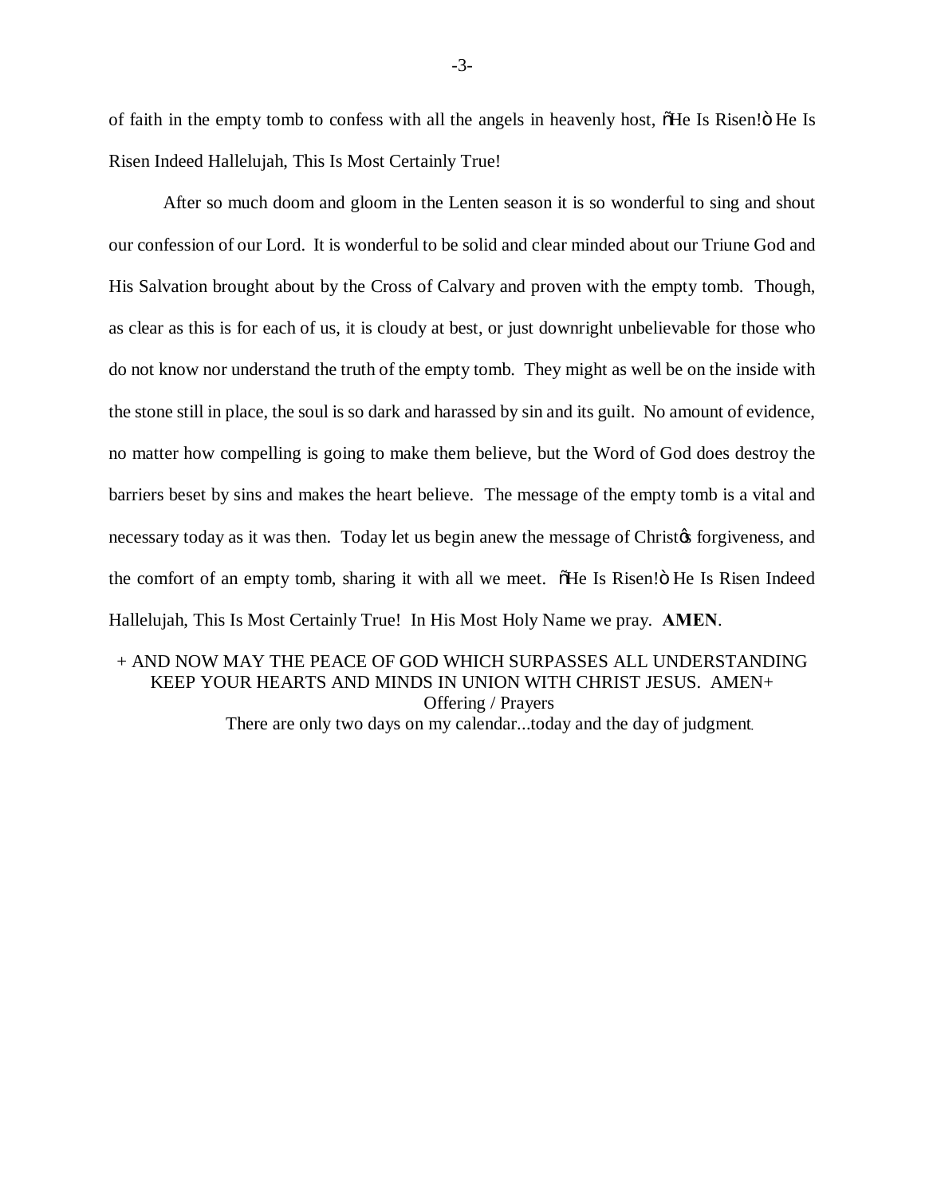of faith in the empty tomb to confess with all the angels in heavenly host, õHe Is Risen!ö He Is Risen Indeed Hallelujah, This Is Most Certainly True!

After so much doom and gloom in the Lenten season it is so wonderful to sing and shout our confession of our Lord. It is wonderful to be solid and clear minded about our Triune God and His Salvation brought about by the Cross of Calvary and proven with the empty tomb. Though, as clear as this is for each of us, it is cloudy at best, or just downright unbelievable for those who do not know nor understand the truth of the empty tomb. They might as well be on the inside with the stone still in place, the soul is so dark and harassed by sin and its guilt. No amount of evidence, no matter how compelling is going to make them believe, but the Word of God does destroy the barriers beset by sins and makes the heart believe. The message of the empty tomb is a vital and necessary today as it was then. Today let us begin anew the message of Christøs forgiveness, and the comfort of an empty tomb, sharing it with all we meet. õHe Is Risen!ö He Is Risen Indeed Hallelujah, This Is Most Certainly True! In His Most Holy Name we pray. **AMEN**.

+ AND NOW MAY THE PEACE OF GOD WHICH SURPASSES ALL UNDERSTANDING KEEP YOUR HEARTS AND MINDS IN UNION WITH CHRIST JESUS. AMEN+

Offering / Prayers

There are only two days on my calendar...today and the day of judgment.